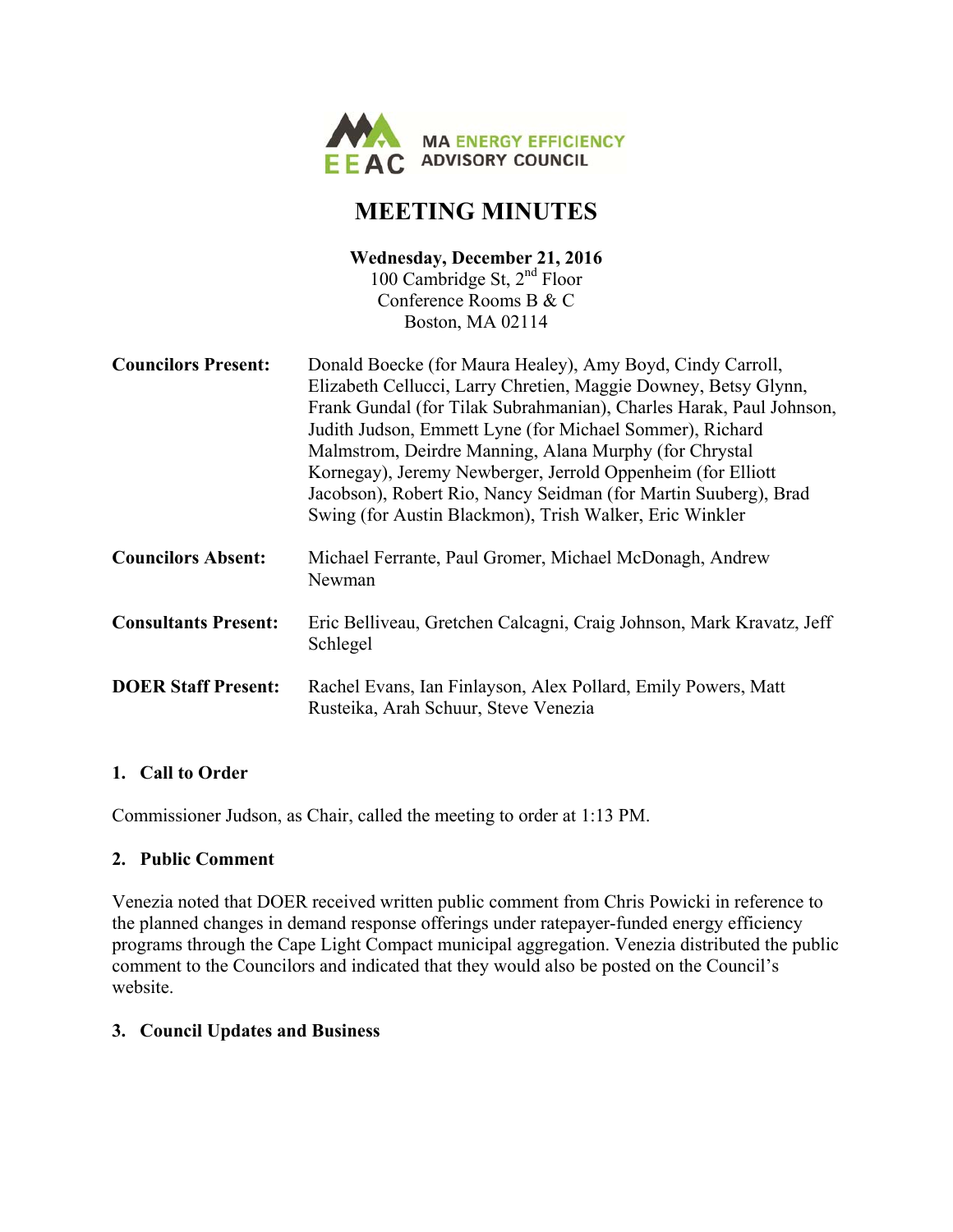MA ENERGY EFFICIENCY ADVISORY COUNCIL

# MEETING MINUTES

**Wednesday, December 21, 2016**
100 Cambridge St, 2nd Floor
Conference Rooms B & C
Boston, MA 02114

**Councilors Present:** Donald Boecke (for Maura Healey), Amy Boyd, Cindy Carroll, Elizabeth Cellucci, Larry Chretien, Maggie Downey, Betsy Glynn, Frank Gundal (for Tilak Subrahmanian), Charles Harak, Paul Johnson, Judith Judson, Emmett Lyne (for Michael Sommer), Richard Malmstrom, Deirdre Manning, Alana Murphy (for Chrystal Kornegay), Jeremy Newberger, Jerrold Oppenheim (for Elliott Jacobson), Robert Rio, Nancy Seidman (for Martin Suuberg), Brad Swing (for Austin Blackmon), Trish Walker, Eric Winkler

**Councilors Absent:** Michael Ferrante, Paul Gromer, Michael McDonagh, Andrew Newman

**Consultants Present:** Eric Belliveau, Gretchen Calcagni, Craig Johnson, Mark Kravatz, Jeff Schlegel

**DOER Staff Present:** Rachel Evans, Ian Finlayson, Alex Pollard, Emily Powers, Matt Rusteika, Arah Schuur, Steve Venezia

## 1. Call to Order

Commissioner Judson, as Chair, called the meeting to order at 1:13 PM.

## 2. Public Comment

Venezia noted that DOER received written public comment from Chris Powicki in reference to the planned changes in demand response offerings under ratepayer-funded energy efficiency programs through the Cape Light Compact municipal aggregation. Venezia distributed the public comment to the Councilors and indicated that they would also be posted on the Council's website.

## 3. Council Updates and Business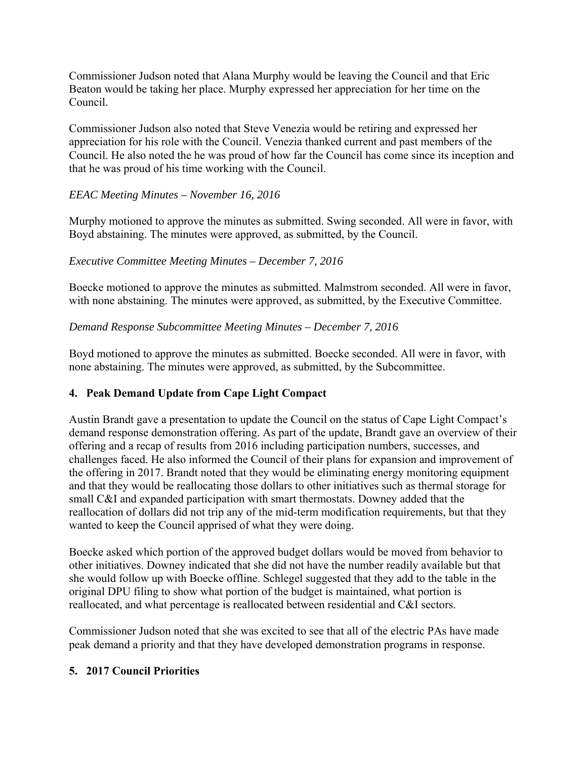Commissioner Judson noted that Alana Murphy would be leaving the Council and that Eric Beaton would be taking her place. Murphy expressed her appreciation for her time on the Council.

Commissioner Judson also noted that Steve Venezia would be retiring and expressed her appreciation for his role with the Council. Venezia thanked current and past members of the Council. He also noted the he was proud of how far the Council has come since its inception and that he was proud of his time working with the Council.

*EEAC Meeting Minutes – November 16, 2016*

Murphy motioned to approve the minutes as submitted. Swing seconded. All were in favor, with Boyd abstaining. The minutes were approved, as submitted, by the Council.

*Executive Committee Meeting Minutes – December 7, 2016*

Boecke motioned to approve the minutes as submitted. Malmstrom seconded. All were in favor, with none abstaining. The minutes were approved, as submitted, by the Executive Committee.

*Demand Response Subcommittee Meeting Minutes – December 7, 2016*

Boyd motioned to approve the minutes as submitted. Boecke seconded. All were in favor, with none abstaining. The minutes were approved, as submitted, by the Subcommittee.

## 4. Peak Demand Update from Cape Light Compact

Austin Brandt gave a presentation to update the Council on the status of Cape Light Compact's demand response demonstration offering. As part of the update, Brandt gave an overview of their offering and a recap of results from 2016 including participation numbers, successes, and challenges faced. He also informed the Council of their plans for expansion and improvement of the offering in 2017. Brandt noted that they would be eliminating energy monitoring equipment and that they would be reallocating those dollars to other initiatives such as thermal storage for small C&I and expanded participation with smart thermostats. Downey added that the reallocation of dollars did not trip any of the mid-term modification requirements, but that they wanted to keep the Council apprised of what they were doing.

Boecke asked which portion of the approved budget dollars would be moved from behavior to other initiatives. Downey indicated that she did not have the number readily available but that she would follow up with Boecke offline. Schlegel suggested that they add to the table in the original DPU filing to show what portion of the budget is maintained, what portion is reallocated, and what percentage is reallocated between residential and C&I sectors.

Commissioner Judson noted that she was excited to see that all of the electric PAs have made peak demand a priority and that they have developed demonstration programs in response.

## 5. 2017 Council Priorities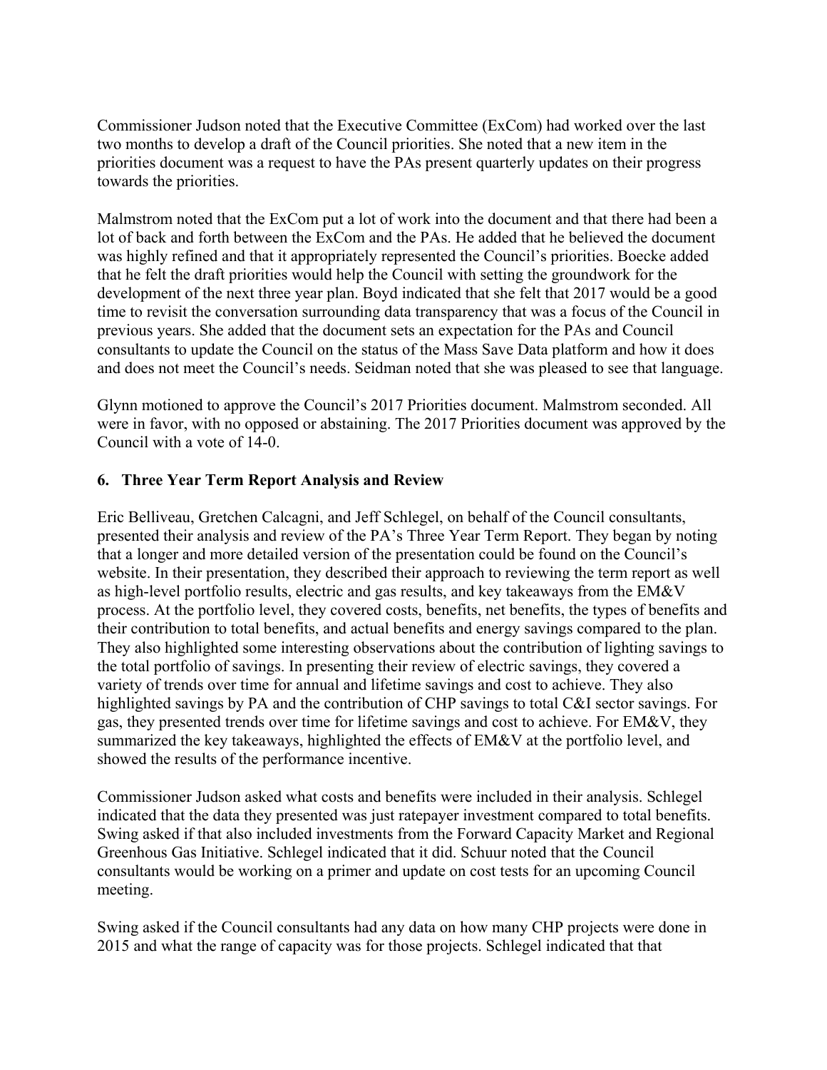Commissioner Judson noted that the Executive Committee (ExCom) had worked over the last two months to develop a draft of the Council priorities. She noted that a new item in the priorities document was a request to have the PAs present quarterly updates on their progress towards the priorities.

Malmstrom noted that the ExCom put a lot of work into the document and that there had been a lot of back and forth between the ExCom and the PAs. He added that he believed the document was highly refined and that it appropriately represented the Council's priorities. Boecke added that he felt the draft priorities would help the Council with setting the groundwork for the development of the next three year plan. Boyd indicated that she felt that 2017 would be a good time to revisit the conversation surrounding data transparency that was a focus of the Council in previous years. She added that the document sets an expectation for the PAs and Council consultants to update the Council on the status of the Mass Save Data platform and how it does and does not meet the Council's needs. Seidman noted that she was pleased to see that language.

Glynn motioned to approve the Council's 2017 Priorities document. Malmstrom seconded. All were in favor, with no opposed or abstaining. The 2017 Priorities document was approved by the Council with a vote of 14-0.

### 6. Three Year Term Report Analysis and Review

Eric Belliveau, Gretchen Calcagni, and Jeff Schlegel, on behalf of the Council consultants, presented their analysis and review of the PA's Three Year Term Report. They began by noting that a longer and more detailed version of the presentation could be found on the Council's website. In their presentation, they described their approach to reviewing the term report as well as high-level portfolio results, electric and gas results, and key takeaways from the EM&V process. At the portfolio level, they covered costs, benefits, net benefits, the types of benefits and their contribution to total benefits, and actual benefits and energy savings compared to the plan. They also highlighted some interesting observations about the contribution of lighting savings to the total portfolio of savings. In presenting their review of electric savings, they covered a variety of trends over time for annual and lifetime savings and cost to achieve. They also highlighted savings by PA and the contribution of CHP savings to total C&I sector savings. For gas, they presented trends over time for lifetime savings and cost to achieve. For EM&V, they summarized the key takeaways, highlighted the effects of EM&V at the portfolio level, and showed the results of the performance incentive.

Commissioner Judson asked what costs and benefits were included in their analysis. Schlegel indicated that the data they presented was just ratepayer investment compared to total benefits. Swing asked if that also included investments from the Forward Capacity Market and Regional Greenhous Gas Initiative. Schlegel indicated that it did. Schuur noted that the Council consultants would be working on a primer and update on cost tests for an upcoming Council meeting.

Swing asked if the Council consultants had any data on how many CHP projects were done in 2015 and what the range of capacity was for those projects. Schlegel indicated that that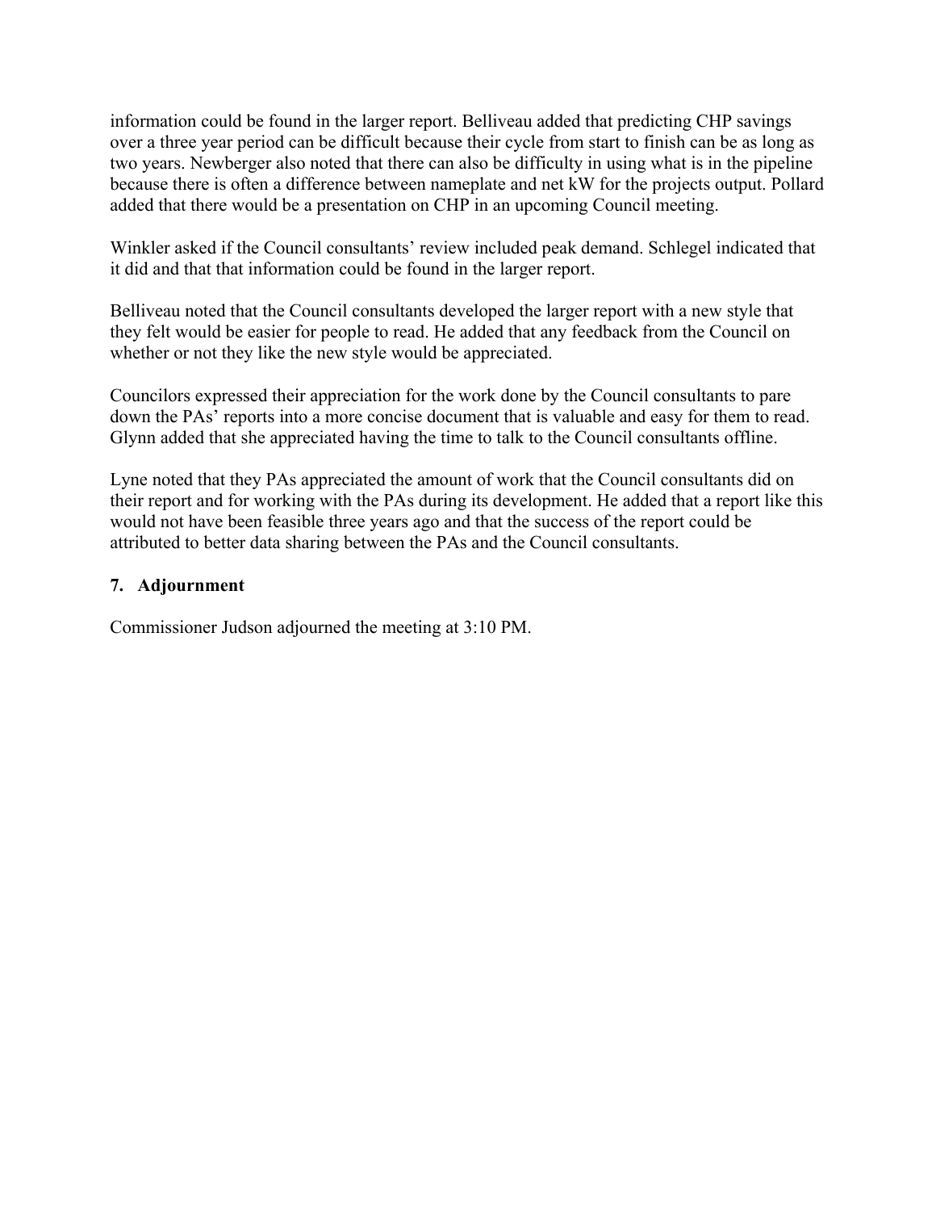information could be found in the larger report. Belliveau added that predicting CHP savings over a three year period can be difficult because their cycle from start to finish can be as long as two years. Newberger also noted that there can also be difficulty in using what is in the pipeline because there is often a difference between nameplate and net kW for the projects output. Pollard added that there would be a presentation on CHP in an upcoming Council meeting.

Winkler asked if the Council consultants' review included peak demand. Schlegel indicated that it did and that that information could be found in the larger report.

Belliveau noted that the Council consultants developed the larger report with a new style that they felt would be easier for people to read. He added that any feedback from the Council on whether or not they like the new style would be appreciated.

Councilors expressed their appreciation for the work done by the Council consultants to pare down the PAs' reports into a more concise document that is valuable and easy for them to read. Glynn added that she appreciated having the time to talk to the Council consultants offline.

Lyne noted that they PAs appreciated the amount of work that the Council consultants did on their report and for working with the PAs during its development. He added that a report like this would not have been feasible three years ago and that the success of the report could be attributed to better data sharing between the PAs and the Council consultants.

**7. Adjournment**

Commissioner Judson adjourned the meeting at 3:10 PM.